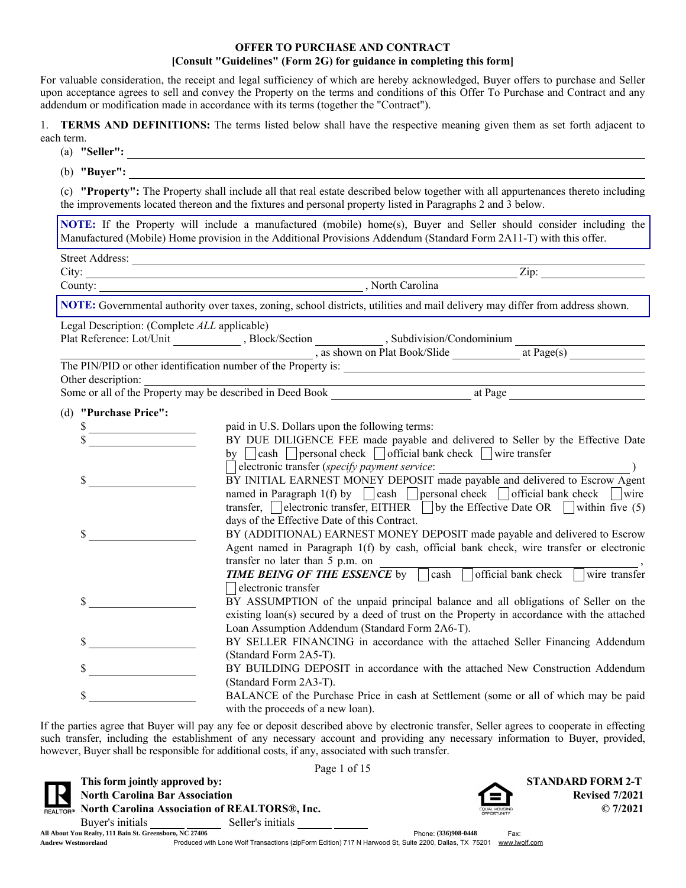# OFFER TO PURCHASE AND CONTRACT

**[Consult "Guidelines" (Form 2G) for guidance in completing this form]**

For valuable consideration, the receipt and legal sufficiency of which are hereby acknowledged, Buyer offers to purchase and Seller upon acceptance agrees to sell and convey the Property on the terms and conditions of this Offer To Purchase and Contract and any addendum or modification made in accordance with its terms (together the "Contract").

1. **TERMS AND DEFINITIONS:** The terms listed below shall have the respective meaning given them as set forth adjacent to each term.

(a) **"Seller":** ______________________________

(b) **"Buyer":** ______________________________

(c) **"Property":** The Property shall include all that real estate described below together with all appurtenances thereto including the improvements located thereon and the fixtures and personal property listed in Paragraphs 2 and 3 below.

> **NOTE:** If the Property will include a manufactured (mobile) home(s), Buyer and Seller should consider including the Manufactured (Mobile) Home provision in the Additional Provisions Addendum (Standard Form 2A11-T) with this offer.

Street Address: ______________________________
City: ______________________________ Zip: ______________
County: ______________________________, North Carolina

> **NOTE:** Governmental authority over taxes, zoning, school districts, utilities and mail delivery may differ from address shown.

Legal Description: (Complete *ALL* applicable)
Plat Reference: Lot/Unit ____________, Block/Section ____________, Subdivision/Condominium ______________________________
______________________________, as shown on Plat Book/Slide ____________ at Page(s) ____________
The PIN/PID or other identification number of the Property is: ______________________________
Other description: ______________________________
Some or all of the Property may be described in Deed Book ______________________ at Page ______________

(d) **"Purchase Price":**

$ ______________ paid in U.S. Dollars upon the following terms:

$ ______________ BY DUE DILIGENCE FEE made payable and delivered to Seller by the Effective Date by ☐ cash ☐ personal check ☐ official bank check ☐ wire transfer ☐ electronic transfer (*specify payment service*: ______________________________)

$ ______________ BY INITIAL EARNEST MONEY DEPOSIT made payable and delivered to Escrow Agent named in Paragraph 1(f) by ☐ cash ☐ personal check ☐ official bank check ☐ wire transfer, ☐ electronic transfer, EITHER ☐ by the Effective Date OR ☐ within five (5) days of the Effective Date of this Contract.

$ ______________ BY (ADDITIONAL) EARNEST MONEY DEPOSIT made payable and delivered to Escrow Agent named in Paragraph 1(f) by cash, official bank check, wire transfer or electronic transfer no later than 5 p.m. on ______________________________, ***TIME BEING OF THE ESSENCE*** by ☐ cash ☐ official bank check ☐ wire transfer ☐ electronic transfer

$ ______________ BY ASSUMPTION of the unpaid principal balance and all obligations of Seller on the existing loan(s) secured by a deed of trust on the Property in accordance with the attached Loan Assumption Addendum (Standard Form 2A6-T).

$ ______________ BY SELLER FINANCING in accordance with the attached Seller Financing Addendum (Standard Form 2A5-T).

$ ______________ BY BUILDING DEPOSIT in accordance with the attached New Construction Addendum (Standard Form 2A3-T).

$ ______________ BALANCE of the Purchase Price in cash at Settlement (some or all of which may be paid with the proceeds of a new loan).

If the parties agree that Buyer will pay any fee or deposit described above by electronic transfer, Seller agrees to cooperate in effecting such transfer, including the establishment of any necessary account and providing any necessary information to Buyer, provided, however, Buyer shall be responsible for additional costs, if any, associated with such transfer.

**This form jointly approved by:**
**North Carolina Bar Association**
**North Carolina Association of REALTORS®, Inc.**

**STANDARD FORM 2-T**
**Revised 7/2021**
**© 7/2021**

Buyer's initials ______ ______ Seller's initials ______ ______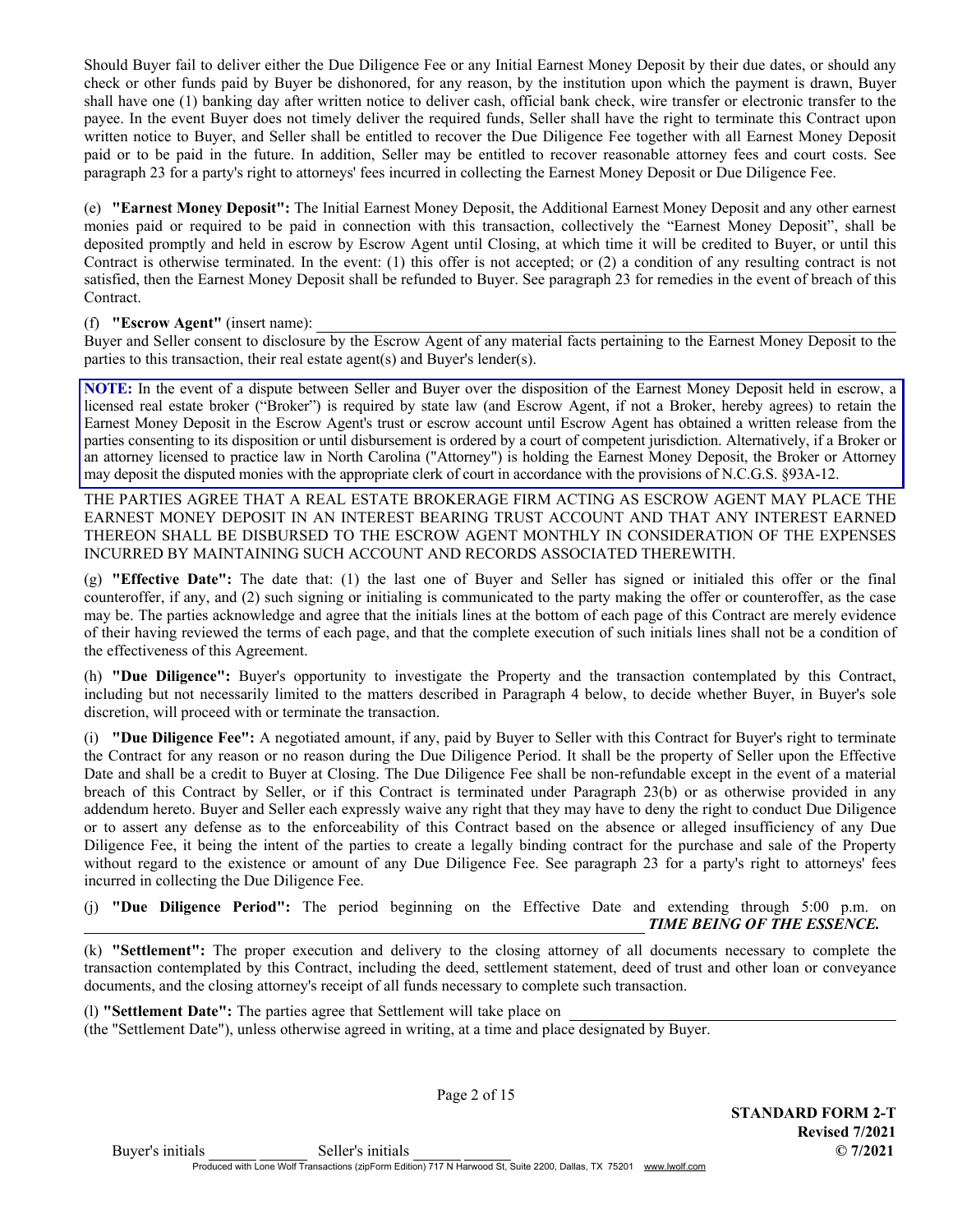Should Buyer fail to deliver either the Due Diligence Fee or any Initial Earnest Money Deposit by their due dates, or should any check or other funds paid by Buyer be dishonored, for any reason, by the institution upon which the payment is drawn, Buyer shall have one (1) banking day after written notice to deliver cash, official bank check, wire transfer or electronic transfer to the payee. In the event Buyer does not timely deliver the required funds, Seller shall have the right to terminate this Contract upon written notice to Buyer, and Seller shall be entitled to recover the Due Diligence Fee together with all Earnest Money Deposit paid or to be paid in the future. In addition, Seller may be entitled to recover reasonable attorney fees and court costs. See paragraph 23 for a party's right to attorneys' fees incurred in collecting the Earnest Money Deposit or Due Diligence Fee.

(e) **"Earnest Money Deposit":** The Initial Earnest Money Deposit, the Additional Earnest Money Deposit and any other earnest monies paid or required to be paid in connection with this transaction, collectively the "Earnest Money Deposit", shall be deposited promptly and held in escrow by Escrow Agent until Closing, at which time it will be credited to Buyer, or until this Contract is otherwise terminated. In the event: (1) this offer is not accepted; or (2) a condition of any resulting contract is not satisfied, then the Earnest Money Deposit shall be refunded to Buyer. See paragraph 23 for remedies in the event of breach of this Contract.

(f) **"Escrow Agent"** (insert name): ______________________________

Buyer and Seller consent to disclosure by the Escrow Agent of any material facts pertaining to the Earnest Money Deposit to the parties to this transaction, their real estate agent(s) and Buyer's lender(s).

**NOTE:** In the event of a dispute between Seller and Buyer over the disposition of the Earnest Money Deposit held in escrow, a licensed real estate broker ("Broker") is required by state law (and Escrow Agent, if not a Broker, hereby agrees) to retain the Earnest Money Deposit in the Escrow Agent's trust or escrow account until Escrow Agent has obtained a written release from the parties consenting to its disposition or until disbursement is ordered by a court of competent jurisdiction. Alternatively, if a Broker or an attorney licensed to practice law in North Carolina ("Attorney") is holding the Earnest Money Deposit, the Broker or Attorney may deposit the disputed monies with the appropriate clerk of court in accordance with the provisions of N.C.G.S. §93A-12.

THE PARTIES AGREE THAT A REAL ESTATE BROKERAGE FIRM ACTING AS ESCROW AGENT MAY PLACE THE EARNEST MONEY DEPOSIT IN AN INTEREST BEARING TRUST ACCOUNT AND THAT ANY INTEREST EARNED THEREON SHALL BE DISBURSED TO THE ESCROW AGENT MONTHLY IN CONSIDERATION OF THE EXPENSES INCURRED BY MAINTAINING SUCH ACCOUNT AND RECORDS ASSOCIATED THEREWITH.

(g) **"Effective Date":** The date that: (1) the last one of Buyer and Seller has signed or initialed this offer or the final counteroffer, if any, and (2) such signing or initialing is communicated to the party making the offer or counteroffer, as the case may be. The parties acknowledge and agree that the initials lines at the bottom of each page of this Contract are merely evidence of their having reviewed the terms of each page, and that the complete execution of such initials lines shall not be a condition of the effectiveness of this Agreement.

(h) **"Due Diligence":** Buyer's opportunity to investigate the Property and the transaction contemplated by this Contract, including but not necessarily limited to the matters described in Paragraph 4 below, to decide whether Buyer, in Buyer's sole discretion, will proceed with or terminate the transaction.

(i) **"Due Diligence Fee":** A negotiated amount, if any, paid by Buyer to Seller with this Contract for Buyer's right to terminate the Contract for any reason or no reason during the Due Diligence Period. It shall be the property of Seller upon the Effective Date and shall be a credit to Buyer at Closing. The Due Diligence Fee shall be non-refundable except in the event of a material breach of this Contract by Seller, or if this Contract is terminated under Paragraph 23(b) or as otherwise provided in any addendum hereto. Buyer and Seller each expressly waive any right that they may have to deny the right to conduct Due Diligence or to assert any defense as to the enforceability of this Contract based on the absence or alleged insufficiency of any Due Diligence Fee, it being the intent of the parties to create a legally binding contract for the purchase and sale of the Property without regard to the existence or amount of any Due Diligence Fee. See paragraph 23 for a party's right to attorneys' fees incurred in collecting the Due Diligence Fee.

(j) **"Due Diligence Period":** The period beginning on the Effective Date and extending through 5:00 p.m. on ______________________________ ***TIME BEING OF THE ESSENCE.***

(k) **"Settlement":** The proper execution and delivery to the closing attorney of all documents necessary to complete the transaction contemplated by this Contract, including the deed, settlement statement, deed of trust and other loan or conveyance documents, and the closing attorney's receipt of all funds necessary to complete such transaction.

(l) **"Settlement Date":** The parties agree that Settlement will take place on ______________________________ (the "Settlement Date"), unless otherwise agreed in writing, at a time and place designated by Buyer.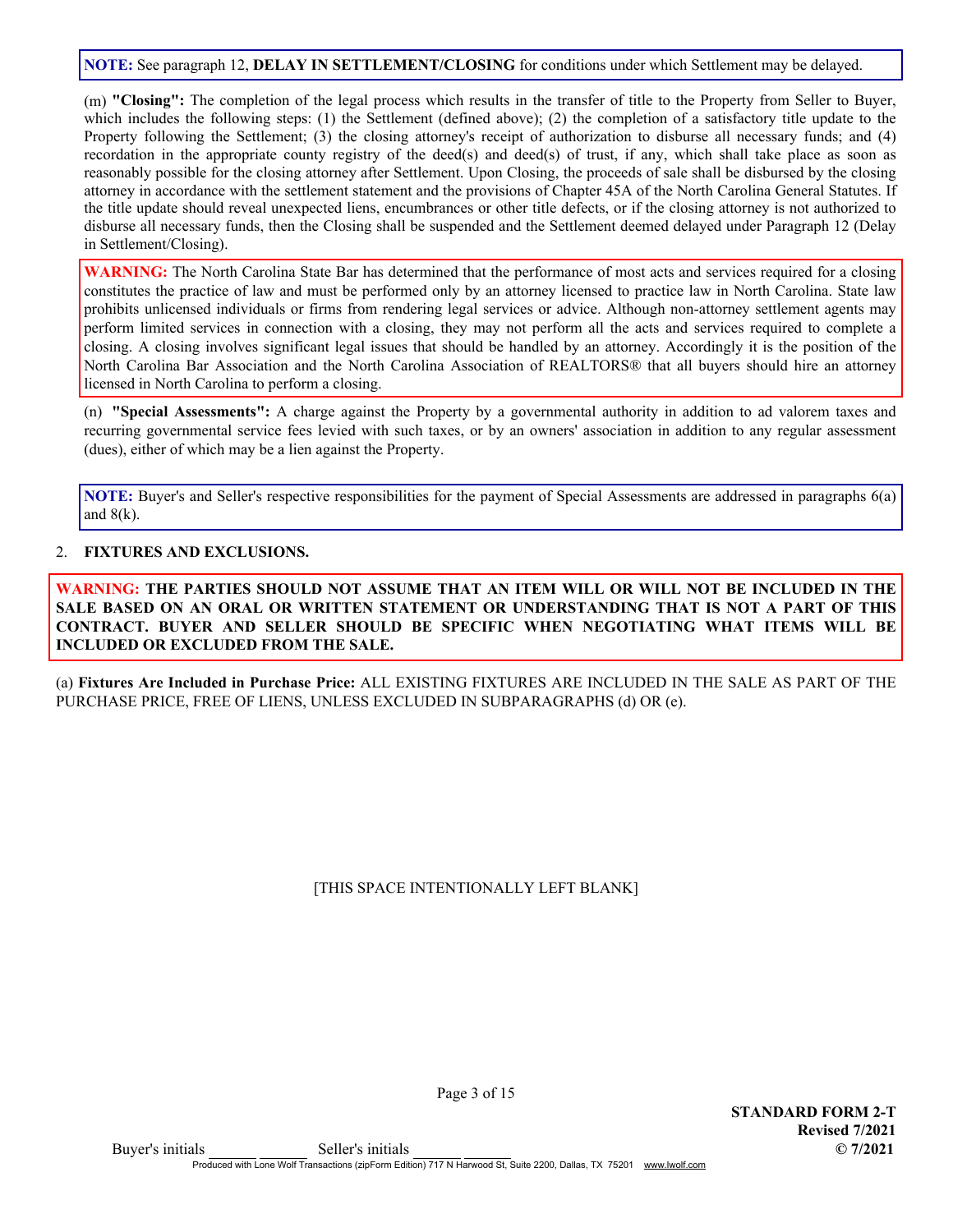**NOTE:** See paragraph 12, **DELAY IN SETTLEMENT/CLOSING** for conditions under which Settlement may be delayed.

(m) **"Closing":** The completion of the legal process which results in the transfer of title to the Property from Seller to Buyer, which includes the following steps: (1) the Settlement (defined above); (2) the completion of a satisfactory title update to the Property following the Settlement; (3) the closing attorney's receipt of authorization to disburse all necessary funds; and (4) recordation in the appropriate county registry of the deed(s) and deed(s) of trust, if any, which shall take place as soon as reasonably possible for the closing attorney after Settlement. Upon Closing, the proceeds of sale shall be disbursed by the closing attorney in accordance with the settlement statement and the provisions of Chapter 45A of the North Carolina General Statutes. If the title update should reveal unexpected liens, encumbrances or other title defects, or if the closing attorney is not authorized to disburse all necessary funds, then the Closing shall be suspended and the Settlement deemed delayed under Paragraph 12 (Delay in Settlement/Closing).

**WARNING:** The North Carolina State Bar has determined that the performance of most acts and services required for a closing constitutes the practice of law and must be performed only by an attorney licensed to practice law in North Carolina. State law prohibits unlicensed individuals or firms from rendering legal services or advice. Although non-attorney settlement agents may perform limited services in connection with a closing, they may not perform all the acts and services required to complete a closing. A closing involves significant legal issues that should be handled by an attorney. Accordingly it is the position of the North Carolina Bar Association and the North Carolina Association of REALTORS® that all buyers should hire an attorney licensed in North Carolina to perform a closing.

(n) **"Special Assessments":** A charge against the Property by a governmental authority in addition to ad valorem taxes and recurring governmental service fees levied with such taxes, or by an owners' association in addition to any regular assessment (dues), either of which may be a lien against the Property.

**NOTE:** Buyer's and Seller's respective responsibilities for the payment of Special Assessments are addressed in paragraphs 6(a) and 8(k).

## 2. FIXTURES AND EXCLUSIONS.

**WARNING: THE PARTIES SHOULD NOT ASSUME THAT AN ITEM WILL OR WILL NOT BE INCLUDED IN THE SALE BASED ON AN ORAL OR WRITTEN STATEMENT OR UNDERSTANDING THAT IS NOT A PART OF THIS CONTRACT. BUYER AND SELLER SHOULD BE SPECIFIC WHEN NEGOTIATING WHAT ITEMS WILL BE INCLUDED OR EXCLUDED FROM THE SALE.**

(a) **Fixtures Are Included in Purchase Price:** ALL EXISTING FIXTURES ARE INCLUDED IN THE SALE AS PART OF THE PURCHASE PRICE, FREE OF LIENS, UNLESS EXCLUDED IN SUBPARAGRAPHS (d) OR (e).

[THIS SPACE INTENTIONALLY LEFT BLANK]

STANDARD FORM 2-T
Revised 7/2021
© 7/2021

Buyer's initials ______ ______ Seller's initials ______ ______

Produced with Lone Wolf Transactions (zipForm Edition) 717 N Harwood St, Suite 2200, Dallas, TX 75201 www.lwolf.com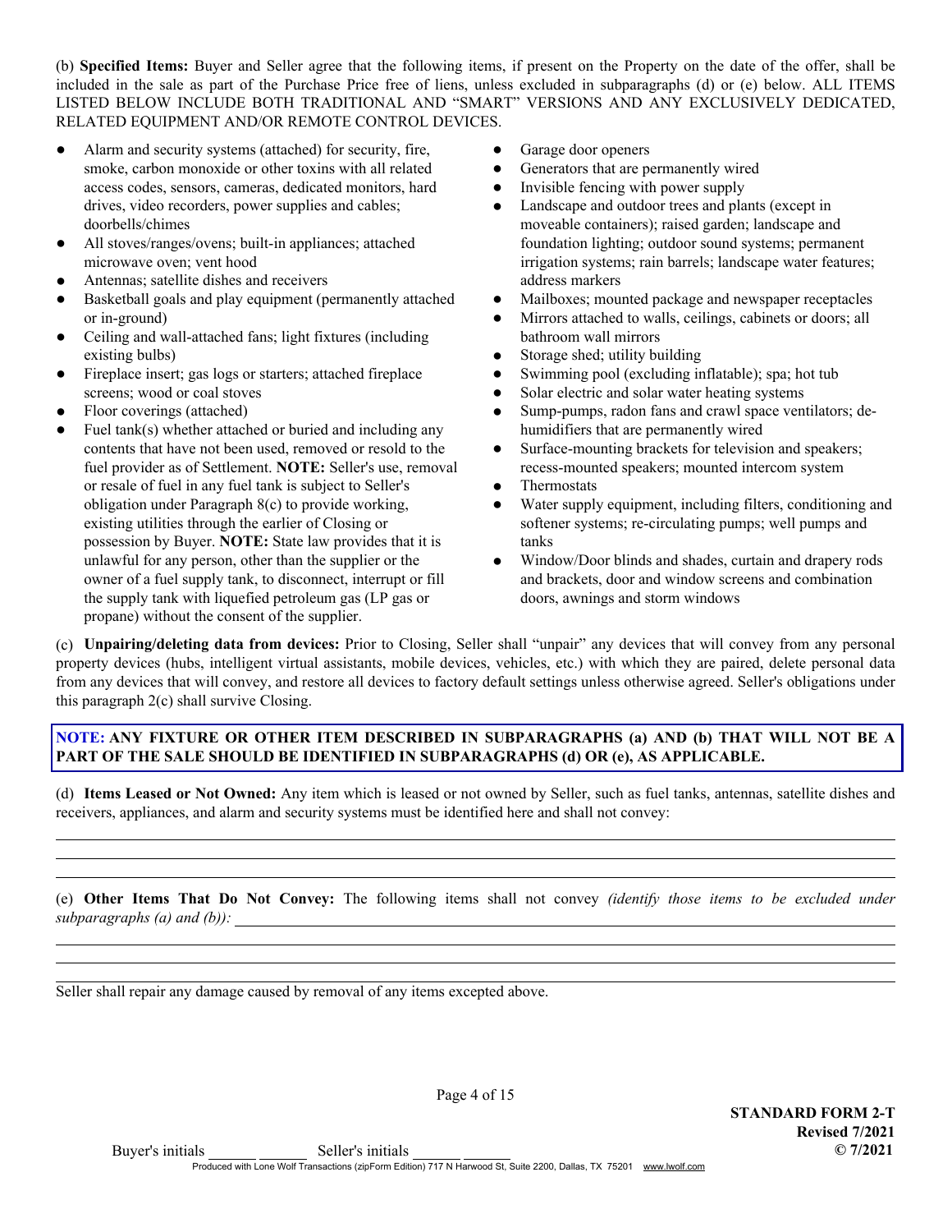(b) **Specified Items:** Buyer and Seller agree that the following items, if present on the Property on the date of the offer, shall be included in the sale as part of the Purchase Price free of liens, unless excluded in subparagraphs (d) or (e) below. ALL ITEMS LISTED BELOW INCLUDE BOTH TRADITIONAL AND "SMART" VERSIONS AND ANY EXCLUSIVELY DEDICATED, RELATED EQUIPMENT AND/OR REMOTE CONTROL DEVICES.

- Alarm and security systems (attached) for security, fire, smoke, carbon monoxide or other toxins with all related access codes, sensors, cameras, dedicated monitors, hard drives, video recorders, power supplies and cables; doorbells/chimes
- All stoves/ranges/ovens; built-in appliances; attached microwave oven; vent hood
- Antennas; satellite dishes and receivers
- Basketball goals and play equipment (permanently attached or in-ground)
- Ceiling and wall-attached fans; light fixtures (including existing bulbs)
- Fireplace insert; gas logs or starters; attached fireplace screens; wood or coal stoves
- Floor coverings (attached)
- Fuel tank(s) whether attached or buried and including any contents that have not been used, removed or resold to the fuel provider as of Settlement. **NOTE:** Seller's use, removal or resale of fuel in any fuel tank is subject to Seller's obligation under Paragraph 8(c) to provide working, existing utilities through the earlier of Closing or possession by Buyer. **NOTE:** State law provides that it is unlawful for any person, other than the supplier or the owner of a fuel supply tank, to disconnect, interrupt or fill the supply tank with liquefied petroleum gas (LP gas or propane) without the consent of the supplier.
- Garage door openers
- Generators that are permanently wired
- Invisible fencing with power supply
- Landscape and outdoor trees and plants (except in moveable containers); raised garden; landscape and foundation lighting; outdoor sound systems; permanent irrigation systems; rain barrels; landscape water features; address markers
- Mailboxes; mounted package and newspaper receptacles
- Mirrors attached to walls, ceilings, cabinets or doors; all bathroom wall mirrors
- Storage shed; utility building
- Swimming pool (excluding inflatable); spa; hot tub
- Solar electric and solar water heating systems
- Sump-pumps, radon fans and crawl space ventilators; de-humidifiers that are permanently wired
- Surface-mounting brackets for television and speakers; recess-mounted speakers; mounted intercom system
- Thermostats
- Water supply equipment, including filters, conditioning and softener systems; re-circulating pumps; well pumps and tanks
- Window/Door blinds and shades, curtain and drapery rods and brackets, door and window screens and combination doors, awnings and storm windows

(c) **Unpairing/deleting data from devices:** Prior to Closing, Seller shall "unpair" any devices that will convey from any personal property devices (hubs, intelligent virtual assistants, mobile devices, vehicles, etc.) with which they are paired, delete personal data from any devices that will convey, and restore all devices to factory default settings unless otherwise agreed. Seller's obligations under this paragraph 2(c) shall survive Closing.

**NOTE: ANY FIXTURE OR OTHER ITEM DESCRIBED IN SUBPARAGRAPHS (a) AND (b) THAT WILL NOT BE A PART OF THE SALE SHOULD BE IDENTIFIED IN SUBPARAGRAPHS (d) OR (e), AS APPLICABLE.**

(d) **Items Leased or Not Owned:** Any item which is leased or not owned by Seller, such as fuel tanks, antennas, satellite dishes and receivers, appliances, and alarm and security systems must be identified here and shall not convey:

______________________________________________________________________________

______________________________________________________________________________

______________________________________________________________________________

(e) **Other Items That Do Not Convey:** The following items shall not convey *(identify those items to be excluded under subparagraphs (a) and (b)):* ______________________________________________

______________________________________________________________________________

______________________________________________________________________________

______________________________________________________________________________

Seller shall repair any damage caused by removal of any items excepted above.

Buyer's initials ______ ______ Seller's initials ______ ______

STANDARD FORM 2-T
Revised 7/2021
© 7/2021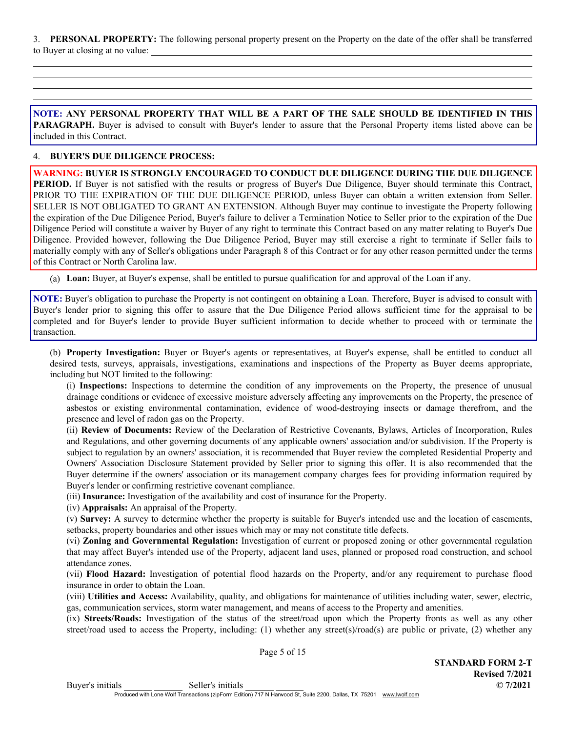3. **PERSONAL PROPERTY:** The following personal property present on the Property on the date of the offer shall be transferred to Buyer at closing at no value: ______________________________________________________________

______________________________________________________________________________

______________________________________________________________________________

______________________________________________________________________________

______________________________________________________________________________

**NOTE: ANY PERSONAL PROPERTY THAT WILL BE A PART OF THE SALE SHOULD BE IDENTIFIED IN THIS PARAGRAPH.** Buyer is advised to consult with Buyer's lender to assure that the Personal Property items listed above can be included in this Contract.

4. **BUYER'S DUE DILIGENCE PROCESS:**

**WARNING: BUYER IS STRONGLY ENCOURAGED TO CONDUCT DUE DILIGENCE DURING THE DUE DILIGENCE PERIOD.** If Buyer is not satisfied with the results or progress of Buyer's Due Diligence, Buyer should terminate this Contract, PRIOR TO THE EXPIRATION OF THE DUE DILIGENCE PERIOD, unless Buyer can obtain a written extension from Seller. SELLER IS NOT OBLIGATED TO GRANT AN EXTENSION. Although Buyer may continue to investigate the Property following the expiration of the Due Diligence Period, Buyer's failure to deliver a Termination Notice to Seller prior to the expiration of the Due Diligence Period will constitute a waiver by Buyer of any right to terminate this Contract based on any matter relating to Buyer's Due Diligence. Provided however, following the Due Diligence Period, Buyer may still exercise a right to terminate if Seller fails to materially comply with any of Seller's obligations under Paragraph 8 of this Contract or for any other reason permitted under the terms of this Contract or North Carolina law.

(a) **Loan:** Buyer, at Buyer's expense, shall be entitled to pursue qualification for and approval of the Loan if any.

**NOTE:** Buyer's obligation to purchase the Property is not contingent on obtaining a Loan. Therefore, Buyer is advised to consult with Buyer's lender prior to signing this offer to assure that the Due Diligence Period allows sufficient time for the appraisal to be completed and for Buyer's lender to provide Buyer sufficient information to decide whether to proceed with or terminate the transaction.

(b) **Property Investigation:** Buyer or Buyer's agents or representatives, at Buyer's expense, shall be entitled to conduct all desired tests, surveys, appraisals, investigations, examinations and inspections of the Property as Buyer deems appropriate, including but NOT limited to the following:

(i) **Inspections:** Inspections to determine the condition of any improvements on the Property, the presence of unusual drainage conditions or evidence of excessive moisture adversely affecting any improvements on the Property, the presence of asbestos or existing environmental contamination, evidence of wood-destroying insects or damage therefrom, and the presence and level of radon gas on the Property.

(ii) **Review of Documents:** Review of the Declaration of Restrictive Covenants, Bylaws, Articles of Incorporation, Rules and Regulations, and other governing documents of any applicable owners' association and/or subdivision. If the Property is subject to regulation by an owners' association, it is recommended that Buyer review the completed Residential Property and Owners' Association Disclosure Statement provided by Seller prior to signing this offer. It is also recommended that the Buyer determine if the owners' association or its management company charges fees for providing information required by Buyer's lender or confirming restrictive covenant compliance.

(iii) **Insurance:** Investigation of the availability and cost of insurance for the Property.

(iv) **Appraisals:** An appraisal of the Property.

(v) **Survey:** A survey to determine whether the property is suitable for Buyer's intended use and the location of easements, setbacks, property boundaries and other issues which may or may not constitute title defects.

(vi) **Zoning and Governmental Regulation:** Investigation of current or proposed zoning or other governmental regulation that may affect Buyer's intended use of the Property, adjacent land uses, planned or proposed road construction, and school attendance zones.

(vii) **Flood Hazard:** Investigation of potential flood hazards on the Property, and/or any requirement to purchase flood insurance in order to obtain the Loan.

(viii) **Utilities and Access:** Availability, quality, and obligations for maintenance of utilities including water, sewer, electric, gas, communication services, storm water management, and means of access to the Property and amenities.

(ix) **Streets/Roads:** Investigation of the status of the street/road upon which the Property fronts as well as any other street/road used to access the Property, including: (1) whether any street(s)/road(s) are public or private, (2) whether any

STANDARD FORM 2-T
Revised 7/2021
© 7/2021

Buyer's initials ______ ______ Seller's initials ______ ______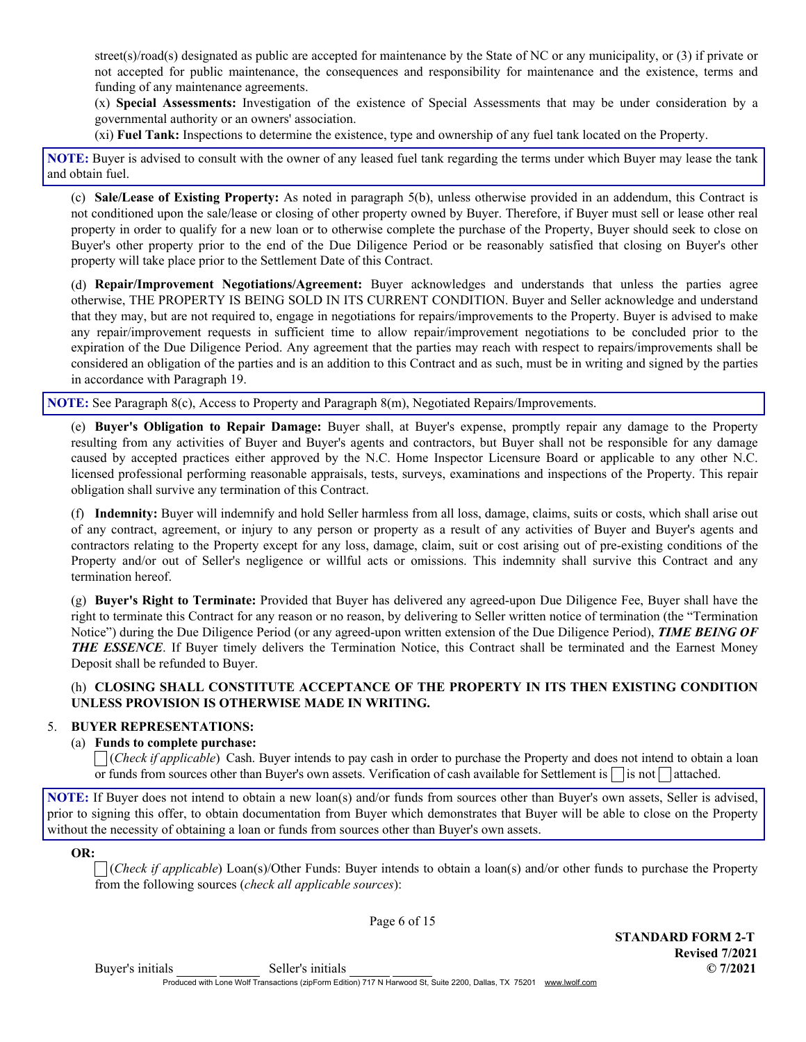street(s)/road(s) designated as public are accepted for maintenance by the State of NC or any municipality, or (3) if private or not accepted for public maintenance, the consequences and responsibility for maintenance and the existence, terms and funding of any maintenance agreements.

(x) **Special Assessments:** Investigation of the existence of Special Assessments that may be under consideration by a governmental authority or an owners' association.

(xi) **Fuel Tank:** Inspections to determine the existence, type and ownership of any fuel tank located on the Property.

**NOTE:** Buyer is advised to consult with the owner of any leased fuel tank regarding the terms under which Buyer may lease the tank and obtain fuel.

(c) **Sale/Lease of Existing Property:** As noted in paragraph 5(b), unless otherwise provided in an addendum, this Contract is not conditioned upon the sale/lease or closing of other property owned by Buyer. Therefore, if Buyer must sell or lease other real property in order to qualify for a new loan or to otherwise complete the purchase of the Property, Buyer should seek to close on Buyer's other property prior to the end of the Due Diligence Period or be reasonably satisfied that closing on Buyer's other property will take place prior to the Settlement Date of this Contract.

(d) **Repair/Improvement Negotiations/Agreement:** Buyer acknowledges and understands that unless the parties agree otherwise, THE PROPERTY IS BEING SOLD IN ITS CURRENT CONDITION. Buyer and Seller acknowledge and understand that they may, but are not required to, engage in negotiations for repairs/improvements to the Property. Buyer is advised to make any repair/improvement requests in sufficient time to allow repair/improvement negotiations to be concluded prior to the expiration of the Due Diligence Period. Any agreement that the parties may reach with respect to repairs/improvements shall be considered an obligation of the parties and is an addition to this Contract and as such, must be in writing and signed by the parties in accordance with Paragraph 19.

**NOTE:** See Paragraph 8(c), Access to Property and Paragraph 8(m), Negotiated Repairs/Improvements.

(e) **Buyer's Obligation to Repair Damage:** Buyer shall, at Buyer's expense, promptly repair any damage to the Property resulting from any activities of Buyer and Buyer's agents and contractors, but Buyer shall not be responsible for any damage caused by accepted practices either approved by the N.C. Home Inspector Licensure Board or applicable to any other N.C. licensed professional performing reasonable appraisals, tests, surveys, examinations and inspections of the Property. This repair obligation shall survive any termination of this Contract.

(f) **Indemnity:** Buyer will indemnify and hold Seller harmless from all loss, damage, claims, suits or costs, which shall arise out of any contract, agreement, or injury to any person or property as a result of any activities of Buyer and Buyer's agents and contractors relating to the Property except for any loss, damage, claim, suit or cost arising out of pre-existing conditions of the Property and/or out of Seller's negligence or willful acts or omissions. This indemnity shall survive this Contract and any termination hereof.

(g) **Buyer's Right to Terminate:** Provided that Buyer has delivered any agreed-upon Due Diligence Fee, Buyer shall have the right to terminate this Contract for any reason or no reason, by delivering to Seller written notice of termination (the "Termination Notice") during the Due Diligence Period (or any agreed-upon written extension of the Due Diligence Period), ***TIME BEING OF THE ESSENCE***. If Buyer timely delivers the Termination Notice, this Contract shall be terminated and the Earnest Money Deposit shall be refunded to Buyer.

(h) **CLOSING SHALL CONSTITUTE ACCEPTANCE OF THE PROPERTY IN ITS THEN EXISTING CONDITION UNLESS PROVISION IS OTHERWISE MADE IN WRITING.**

5. **BUYER REPRESENTATIONS:**

(a) **Funds to complete purchase:**

☐ (*Check if applicable*) Cash. Buyer intends to pay cash in order to purchase the Property and does not intend to obtain a loan or funds from sources other than Buyer's own assets. Verification of cash available for Settlement is ☐ is not ☐ attached.

**NOTE:** If Buyer does not intend to obtain a new loan(s) and/or funds from sources other than Buyer's own assets, Seller is advised, prior to signing this offer, to obtain documentation from Buyer which demonstrates that Buyer will be able to close on the Property without the necessity of obtaining a loan or funds from sources other than Buyer's own assets.

**OR:**

☐ (*Check if applicable*) Loan(s)/Other Funds: Buyer intends to obtain a loan(s) and/or other funds to purchase the Property from the following sources (*check all applicable sources*):

**STANDARD FORM 2-T**
**Revised 7/2021**
**© 7/2021**

Buyer's initials ______ ______ Seller's initials ______ ______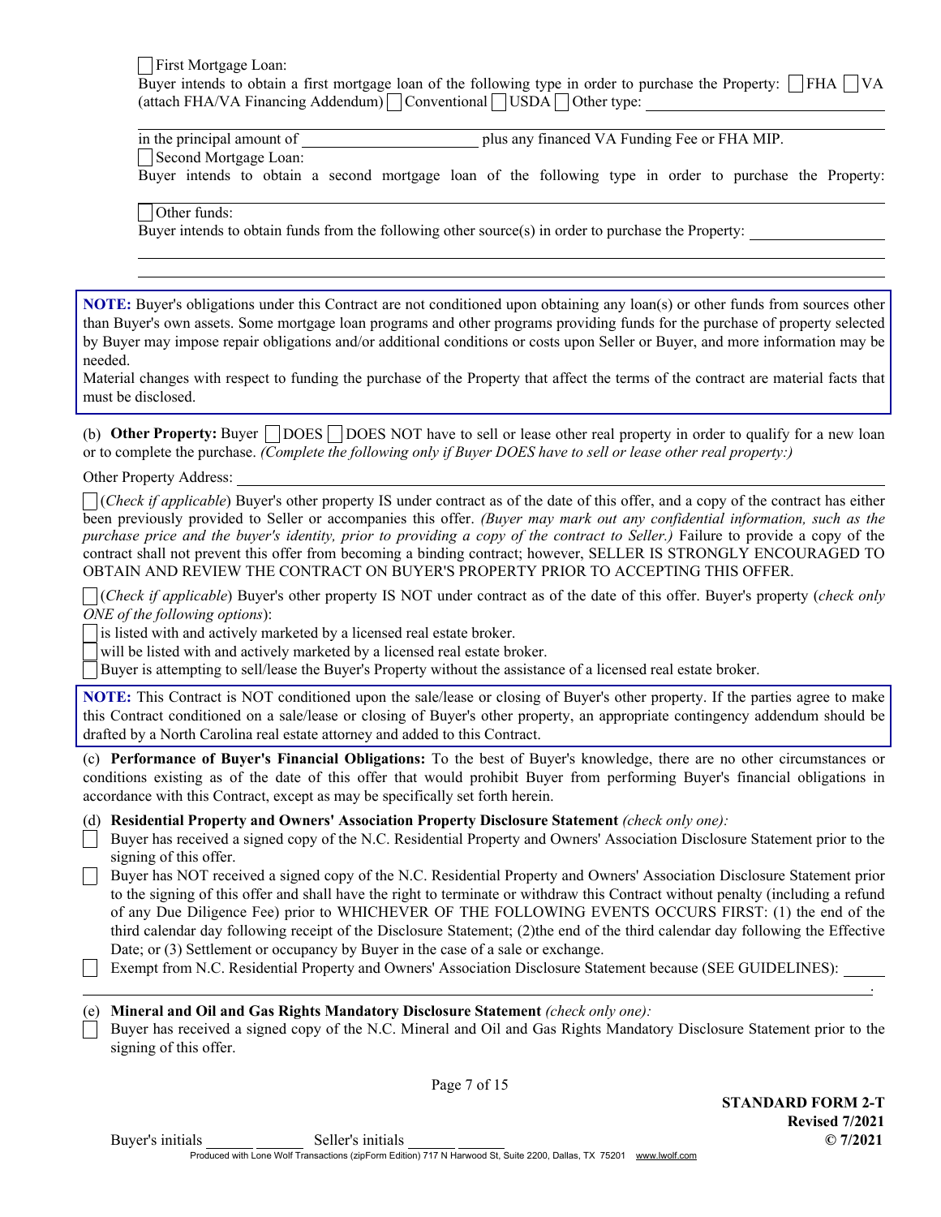☐ First Mortgage Loan:

Buyer intends to obtain a first mortgage loan of the following type in order to purchase the Property: ☐ FHA ☐ VA (attach FHA/VA Financing Addendum) ☐ Conventional ☐ USDA ☐ Other type: ____________________

____________________ in the principal amount of ____________________ plus any financed VA Funding Fee or FHA MIP.

☐ Second Mortgage Loan:

Buyer intends to obtain a second mortgage loan of the following type in order to purchase the Property: ____________________

☐ Other funds:

Buyer intends to obtain funds from the following other source(s) in order to purchase the Property: ____________________

____________________

____________________

> **NOTE:** Buyer's obligations under this Contract are not conditioned upon obtaining any loan(s) or other funds from sources other than Buyer's own assets. Some mortgage loan programs and other programs providing funds for the purchase of property selected by Buyer may impose repair obligations and/or additional conditions or costs upon Seller or Buyer, and more information may be needed.
>
> Material changes with respect to funding the purchase of the Property that affect the terms of the contract are material facts that must be disclosed.

(b) **Other Property:** Buyer ☐ DOES ☐ DOES NOT have to sell or lease other real property in order to qualify for a new loan or to complete the purchase. *(Complete the following only if Buyer DOES have to sell or lease other real property:)*

Other Property Address: ____________________

☐ (*Check if applicable*) Buyer's other property IS under contract as of the date of this offer, and a copy of the contract has either been previously provided to Seller or accompanies this offer. *(Buyer may mark out any confidential information, such as the purchase price and the buyer's identity, prior to providing a copy of the contract to Seller.)* Failure to provide a copy of the contract shall not prevent this offer from becoming a binding contract; however, SELLER IS STRONGLY ENCOURAGED TO OBTAIN AND REVIEW THE CONTRACT ON BUYER'S PROPERTY PRIOR TO ACCEPTING THIS OFFER.

☐ (*Check if applicable*) Buyer's other property IS NOT under contract as of the date of this offer. Buyer's property (*check only ONE of the following options*):

☐ is listed with and actively marketed by a licensed real estate broker.
☐ will be listed with and actively marketed by a licensed real estate broker.
☐ Buyer is attempting to sell/lease the Buyer's Property without the assistance of a licensed real estate broker.

> **NOTE:** This Contract is NOT conditioned upon the sale/lease or closing of Buyer's other property. If the parties agree to make this Contract conditioned on a sale/lease or closing of Buyer's other property, an appropriate contingency addendum should be drafted by a North Carolina real estate attorney and added to this Contract.

(c) **Performance of Buyer's Financial Obligations:** To the best of Buyer's knowledge, there are no other circumstances or conditions existing as of the date of this offer that would prohibit Buyer from performing Buyer's financial obligations in accordance with this Contract, except as may be specifically set forth herein.

(d) **Residential Property and Owners' Association Property Disclosure Statement** *(check only one):*

☐ Buyer has received a signed copy of the N.C. Residential Property and Owners' Association Disclosure Statement prior to the signing of this offer.

☐ Buyer has NOT received a signed copy of the N.C. Residential Property and Owners' Association Disclosure Statement prior to the signing of this offer and shall have the right to terminate or withdraw this Contract without penalty (including a refund of any Due Diligence Fee) prior to WHICHEVER OF THE FOLLOWING EVENTS OCCURS FIRST: (1) the end of the third calendar day following receipt of the Disclosure Statement; (2)the end of the third calendar day following the Effective Date; or (3) Settlement or occupancy by Buyer in the case of a sale or exchange.

☐ Exempt from N.C. Residential Property and Owners' Association Disclosure Statement because (SEE GUIDELINES): ____________________.

(e) **Mineral and Oil and Gas Rights Mandatory Disclosure Statement** *(check only one):*

☐ Buyer has received a signed copy of the N.C. Mineral and Oil and Gas Rights Mandatory Disclosure Statement prior to the signing of this offer.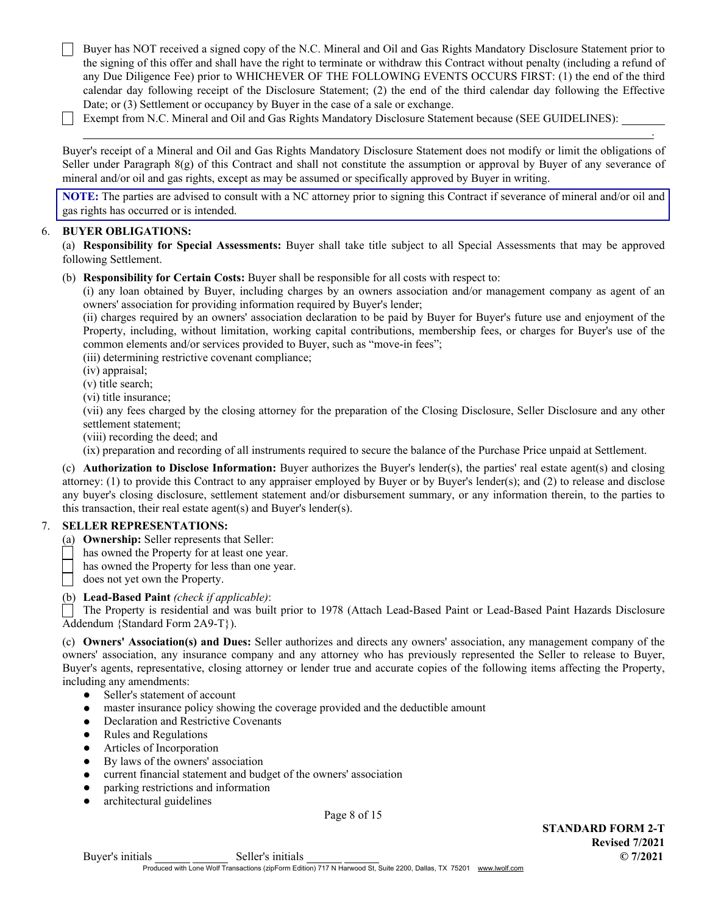☐ Buyer has NOT received a signed copy of the N.C. Mineral and Oil and Gas Rights Mandatory Disclosure Statement prior to the signing of this offer and shall have the right to terminate or withdraw this Contract without penalty (including a refund of any Due Diligence Fee) prior to WHICHEVER OF THE FOLLOWING EVENTS OCCURS FIRST: (1) the end of the third calendar day following receipt of the Disclosure Statement; (2) the end of the third calendar day following the Effective Date; or (3) Settlement or occupancy by Buyer in the case of a sale or exchange.

☐ Exempt from N.C. Mineral and Oil and Gas Rights Mandatory Disclosure Statement because (SEE GUIDELINES): ________
______________________________________________________________________________.

Buyer's receipt of a Mineral and Oil and Gas Rights Mandatory Disclosure Statement does not modify or limit the obligations of Seller under Paragraph 8(g) of this Contract and shall not constitute the assumption or approval by Buyer of any severance of mineral and/or oil and gas rights, except as may be assumed or specifically approved by Buyer in writing.

**NOTE:** The parties are advised to consult with a NC attorney prior to signing this Contract if severance of mineral and/or oil and gas rights has occurred or is intended.

6. **BUYER OBLIGATIONS:**

(a) **Responsibility for Special Assessments:** Buyer shall take title subject to all Special Assessments that may be approved following Settlement.

(b) **Responsibility for Certain Costs:** Buyer shall be responsible for all costs with respect to:

(i) any loan obtained by Buyer, including charges by an owners association and/or management company as agent of an owners' association for providing information required by Buyer's lender;

(ii) charges required by an owners' association declaration to be paid by Buyer for Buyer's future use and enjoyment of the Property, including, without limitation, working capital contributions, membership fees, or charges for Buyer's use of the common elements and/or services provided to Buyer, such as "move-in fees";

(iii) determining restrictive covenant compliance;

(iv) appraisal;

(v) title search;

(vi) title insurance;

(vii) any fees charged by the closing attorney for the preparation of the Closing Disclosure, Seller Disclosure and any other settlement statement;

(viii) recording the deed; and

(ix) preparation and recording of all instruments required to secure the balance of the Purchase Price unpaid at Settlement.

(c) **Authorization to Disclose Information:** Buyer authorizes the Buyer's lender(s), the parties' real estate agent(s) and closing attorney: (1) to provide this Contract to any appraiser employed by Buyer or by Buyer's lender(s); and (2) to release and disclose any buyer's closing disclosure, settlement statement and/or disbursement summary, or any information therein, to the parties to this transaction, their real estate agent(s) and Buyer's lender(s).

7. **SELLER REPRESENTATIONS:**

(a) **Ownership:** Seller represents that Seller:

☐ has owned the Property for at least one year.
☐ has owned the Property for less than one year.
☐ does not yet own the Property.

(b) **Lead-Based Paint** *(check if applicable)*:

☐ The Property is residential and was built prior to 1978 (Attach Lead-Based Paint or Lead-Based Paint Hazards Disclosure Addendum {Standard Form 2A9-T}).

(c) **Owners' Association(s) and Dues:** Seller authorizes and directs any owners' association, any management company of the owners' association, any insurance company and any attorney who has previously represented the Seller to release to Buyer, Buyer's agents, representative, closing attorney or lender true and accurate copies of the following items affecting the Property, including any amendments:

- Seller's statement of account
- master insurance policy showing the coverage provided and the deductible amount
- Declaration and Restrictive Covenants
- Rules and Regulations
- Articles of Incorporation
- By laws of the owners' association
- current financial statement and budget of the owners' association
- parking restrictions and information
- architectural guidelines

Buyer's initials ______ ______ Seller's initials ______ ______

STANDARD FORM 2-T
Revised 7/2021
© 7/2021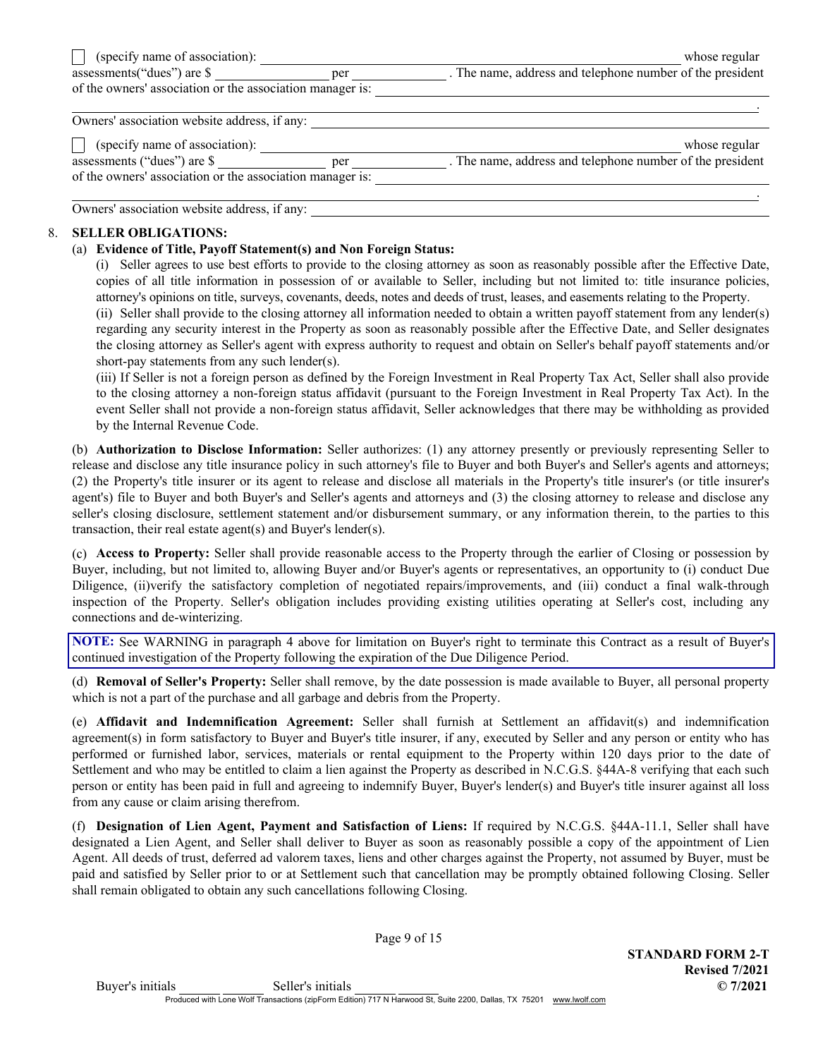☐ (specify name of association): ______________________________________ whose regular assessments("dues") are $ ______________ per ____________ . The name, address and telephone number of the president of the owners' association or the association manager is: ______________________________________________________________________________________________________________________________ .

Owners' association website address, if any: ______________________________________________

☐ (specify name of association): ______________________________________ whose regular assessments ("dues") are $ ______________ per ____________ . The name, address and telephone number of the president of the owners' association or the association manager is: ______________________________________________________________________________________________________________________________ .

Owners' association website address, if any: ______________________________________________

8. **SELLER OBLIGATIONS:**

(a) **Evidence of Title, Payoff Statement(s) and Non Foreign Status:**

(i) Seller agrees to use best efforts to provide to the closing attorney as soon as reasonably possible after the Effective Date, copies of all title information in possession of or available to Seller, including but not limited to: title insurance policies, attorney's opinions on title, surveys, covenants, deeds, notes and deeds of trust, leases, and easements relating to the Property.

(ii) Seller shall provide to the closing attorney all information needed to obtain a written payoff statement from any lender(s) regarding any security interest in the Property as soon as reasonably possible after the Effective Date, and Seller designates the closing attorney as Seller's agent with express authority to request and obtain on Seller's behalf payoff statements and/or short-pay statements from any such lender(s).

(iii) If Seller is not a foreign person as defined by the Foreign Investment in Real Property Tax Act, Seller shall also provide to the closing attorney a non-foreign status affidavit (pursuant to the Foreign Investment in Real Property Tax Act). In the event Seller shall not provide a non-foreign status affidavit, Seller acknowledges that there may be withholding as provided by the Internal Revenue Code.

(b) **Authorization to Disclose Information:** Seller authorizes: (1) any attorney presently or previously representing Seller to release and disclose any title insurance policy in such attorney's file to Buyer and both Buyer's and Seller's agents and attorneys; (2) the Property's title insurer or its agent to release and disclose all materials in the Property's title insurer's (or title insurer's agent's) file to Buyer and both Buyer's and Seller's agents and attorneys and (3) the closing attorney to release and disclose any seller's closing disclosure, settlement statement and/or disbursement summary, or any information therein, to the parties to this transaction, their real estate agent(s) and Buyer's lender(s).

(c) **Access to Property:** Seller shall provide reasonable access to the Property through the earlier of Closing or possession by Buyer, including, but not limited to, allowing Buyer and/or Buyer's agents or representatives, an opportunity to (i) conduct Due Diligence, (ii)verify the satisfactory completion of negotiated repairs/improvements, and (iii) conduct a final walk-through inspection of the Property. Seller's obligation includes providing existing utilities operating at Seller's cost, including any connections and de-winterizing.

**NOTE:** See WARNING in paragraph 4 above for limitation on Buyer's right to terminate this Contract as a result of Buyer's continued investigation of the Property following the expiration of the Due Diligence Period.

(d) **Removal of Seller's Property:** Seller shall remove, by the date possession is made available to Buyer, all personal property which is not a part of the purchase and all garbage and debris from the Property.

(e) **Affidavit and Indemnification Agreement:** Seller shall furnish at Settlement an affidavit(s) and indemnification agreement(s) in form satisfactory to Buyer and Buyer's title insurer, if any, executed by Seller and any person or entity who has performed or furnished labor, services, materials or rental equipment to the Property within 120 days prior to the date of Settlement and who may be entitled to claim a lien against the Property as described in N.C.G.S. §44A-8 verifying that each such person or entity has been paid in full and agreeing to indemnify Buyer, Buyer's lender(s) and Buyer's title insurer against all loss from any cause or claim arising therefrom.

(f) **Designation of Lien Agent, Payment and Satisfaction of Liens:** If required by N.C.G.S. §44A-11.1, Seller shall have designated a Lien Agent, and Seller shall deliver to Buyer as soon as reasonably possible a copy of the appointment of Lien Agent. All deeds of trust, deferred ad valorem taxes, liens and other charges against the Property, not assumed by Buyer, must be paid and satisfied by Seller prior to or at Settlement such that cancellation may be promptly obtained following Closing. Seller shall remain obligated to obtain any such cancellations following Closing.

**STANDARD FORM 2-T**
**Revised 7/2021**
**© 7/2021**

Buyer's initials ______ ______ Seller's initials ______ ______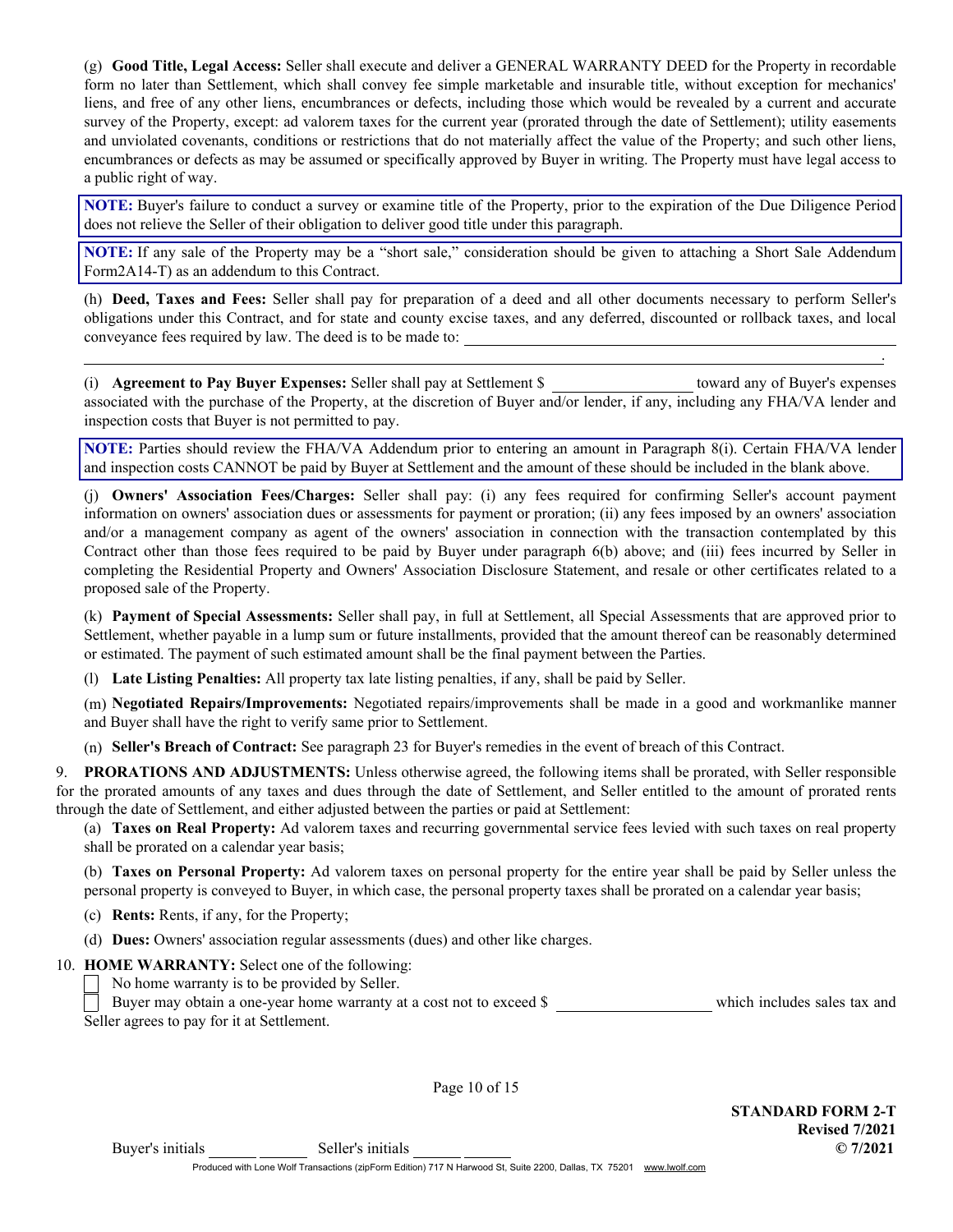(g) **Good Title, Legal Access:** Seller shall execute and deliver a GENERAL WARRANTY DEED for the Property in recordable form no later than Settlement, which shall convey fee simple marketable and insurable title, without exception for mechanics' liens, and free of any other liens, encumbrances or defects, including those which would be revealed by a current and accurate survey of the Property, except: ad valorem taxes for the current year (prorated through the date of Settlement); utility easements and unviolated covenants, conditions or restrictions that do not materially affect the value of the Property; and such other liens, encumbrances or defects as may be assumed or specifically approved by Buyer in writing. The Property must have legal access to a public right of way.

**NOTE:** Buyer's failure to conduct a survey or examine title of the Property, prior to the expiration of the Due Diligence Period does not relieve the Seller of their obligation to deliver good title under this paragraph.

**NOTE:** If any sale of the Property may be a "short sale," consideration should be given to attaching a Short Sale Addendum Form2A14-T) as an addendum to this Contract.

(h) **Deed, Taxes and Fees:** Seller shall pay for preparation of a deed and all other documents necessary to perform Seller's obligations under this Contract, and for state and county excise taxes, and any deferred, discounted or rollback taxes, and local conveyance fees required by law. The deed is to be made to: ______________________________________________________________.

(i) **Agreement to Pay Buyer Expenses:** Seller shall pay at Settlement $ ________________ toward any of Buyer's expenses associated with the purchase of the Property, at the discretion of Buyer and/or lender, if any, including any FHA/VA lender and inspection costs that Buyer is not permitted to pay.

**NOTE:** Parties should review the FHA/VA Addendum prior to entering an amount in Paragraph 8(i). Certain FHA/VA lender and inspection costs CANNOT be paid by Buyer at Settlement and the amount of these should be included in the blank above.

(j) **Owners' Association Fees/Charges:** Seller shall pay: (i) any fees required for confirming Seller's account payment information on owners' association dues or assessments for payment or proration; (ii) any fees imposed by an owners' association and/or a management company as agent of the owners' association in connection with the transaction contemplated by this Contract other than those fees required to be paid by Buyer under paragraph 6(b) above; and (iii) fees incurred by Seller in completing the Residential Property and Owners' Association Disclosure Statement, and resale or other certificates related to a proposed sale of the Property.

(k) **Payment of Special Assessments:** Seller shall pay, in full at Settlement, all Special Assessments that are approved prior to Settlement, whether payable in a lump sum or future installments, provided that the amount thereof can be reasonably determined or estimated. The payment of such estimated amount shall be the final payment between the Parties.

(l) **Late Listing Penalties:** All property tax late listing penalties, if any, shall be paid by Seller.

(m) **Negotiated Repairs/Improvements:** Negotiated repairs/improvements shall be made in a good and workmanlike manner and Buyer shall have the right to verify same prior to Settlement.

(n) **Seller's Breach of Contract:** See paragraph 23 for Buyer's remedies in the event of breach of this Contract.

9. **PRORATIONS AND ADJUSTMENTS:** Unless otherwise agreed, the following items shall be prorated, with Seller responsible for the prorated amounts of any taxes and dues through the date of Settlement, and Seller entitled to the amount of prorated rents through the date of Settlement, and either adjusted between the parties or paid at Settlement:

(a) **Taxes on Real Property:** Ad valorem taxes and recurring governmental service fees levied with such taxes on real property shall be prorated on a calendar year basis;

(b) **Taxes on Personal Property:** Ad valorem taxes on personal property for the entire year shall be paid by Seller unless the personal property is conveyed to Buyer, in which case, the personal property taxes shall be prorated on a calendar year basis;

(c) **Rents:** Rents, if any, for the Property;

(d) **Dues:** Owners' association regular assessments (dues) and other like charges.

10. **HOME WARRANTY:** Select one of the following:

☐ No home warranty is to be provided by Seller.

☐ Buyer may obtain a one-year home warranty at a cost not to exceed $ ________________ which includes sales tax and Seller agrees to pay for it at Settlement.

STANDARD FORM 2-T
Revised 7/2021
© 7/2021

Buyer's initials ______ ______ Seller's initials ______ ______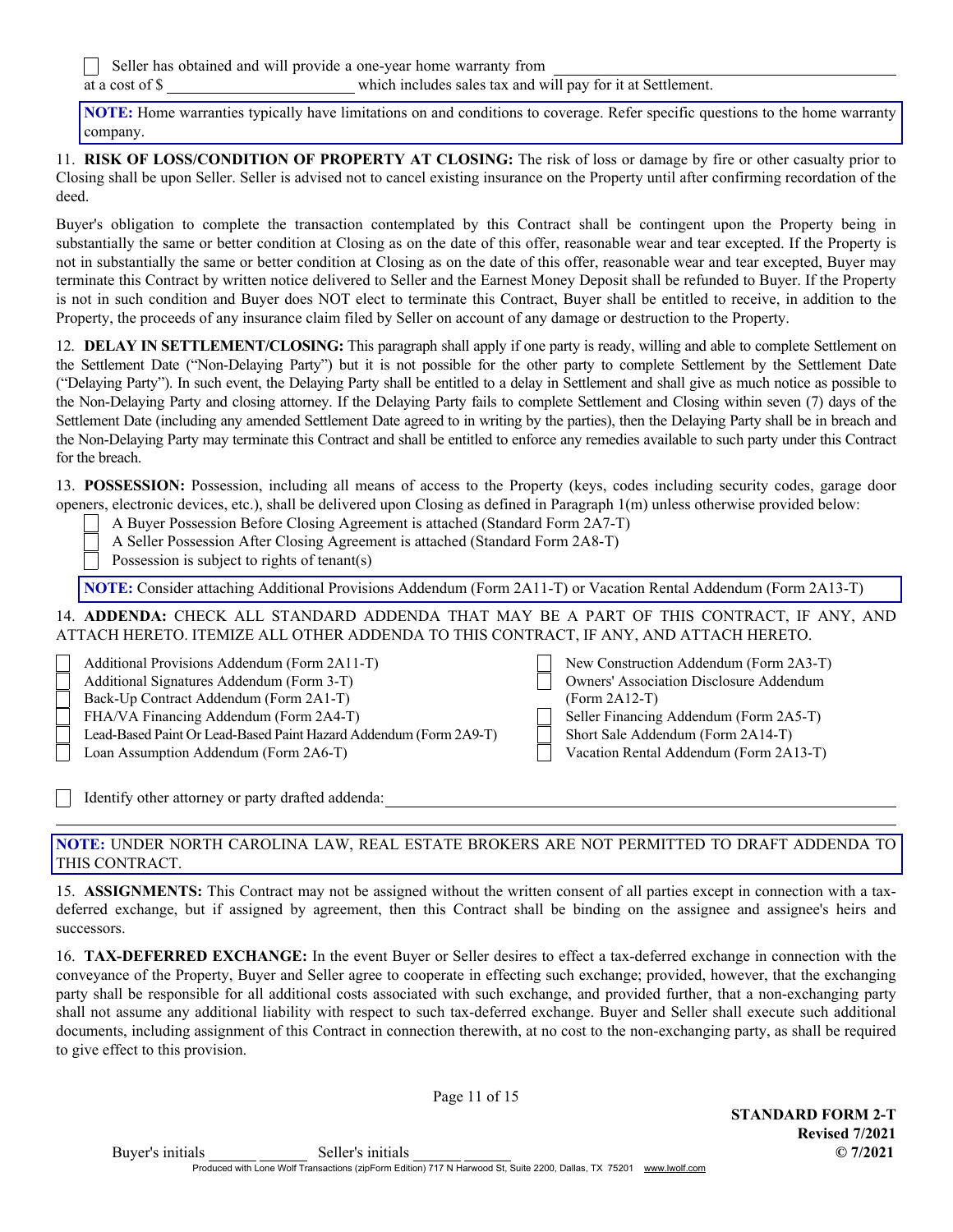☐ Seller has obtained and will provide a one-year home warranty from ______________________________
at a cost of $ ________________________ which includes sales tax and will pay for it at Settlement.

**NOTE:** Home warranties typically have limitations on and conditions to coverage. Refer specific questions to the home warranty company.

11. **RISK OF LOSS/CONDITION OF PROPERTY AT CLOSING:** The risk of loss or damage by fire or other casualty prior to Closing shall be upon Seller. Seller is advised not to cancel existing insurance on the Property until after confirming recordation of the deed.

Buyer's obligation to complete the transaction contemplated by this Contract shall be contingent upon the Property being in substantially the same or better condition at Closing as on the date of this offer, reasonable wear and tear excepted. If the Property is not in substantially the same or better condition at Closing as on the date of this offer, reasonable wear and tear excepted, Buyer may terminate this Contract by written notice delivered to Seller and the Earnest Money Deposit shall be refunded to Buyer. If the Property is not in such condition and Buyer does NOT elect to terminate this Contract, Buyer shall be entitled to receive, in addition to the Property, the proceeds of any insurance claim filed by Seller on account of any damage or destruction to the Property.

12. **DELAY IN SETTLEMENT/CLOSING:** This paragraph shall apply if one party is ready, willing and able to complete Settlement on the Settlement Date ("Non-Delaying Party") but it is not possible for the other party to complete Settlement by the Settlement Date ("Delaying Party"). In such event, the Delaying Party shall be entitled to a delay in Settlement and shall give as much notice as possible to the Non-Delaying Party and closing attorney. If the Delaying Party fails to complete Settlement and Closing within seven (7) days of the Settlement Date (including any amended Settlement Date agreed to in writing by the parties), then the Delaying Party shall be in breach and the Non-Delaying Party may terminate this Contract and shall be entitled to enforce any remedies available to such party under this Contract for the breach.

13. **POSSESSION:** Possession, including all means of access to the Property (keys, codes including security codes, garage door openers, electronic devices, etc.), shall be delivered upon Closing as defined in Paragraph 1(m) unless otherwise provided below:

☐ A Buyer Possession Before Closing Agreement is attached (Standard Form 2A7-T)
☐ A Seller Possession After Closing Agreement is attached (Standard Form 2A8-T)
☐ Possession is subject to rights of tenant(s)

**NOTE:** Consider attaching Additional Provisions Addendum (Form 2A11-T) or Vacation Rental Addendum (Form 2A13-T)

14. **ADDENDA:** CHECK ALL STANDARD ADDENDA THAT MAY BE A PART OF THIS CONTRACT, IF ANY, AND ATTACH HERETO. ITEMIZE ALL OTHER ADDENDA TO THIS CONTRACT, IF ANY, AND ATTACH HERETO.

☐ Additional Provisions Addendum (Form 2A11-T)
☐ Additional Signatures Addendum (Form 3-T)
☐ Back-Up Contract Addendum (Form 2A1-T)
☐ FHA/VA Financing Addendum (Form 2A4-T)
☐ Lead-Based Paint Or Lead-Based Paint Hazard Addendum (Form 2A9-T)
☐ Loan Assumption Addendum (Form 2A6-T)
☐ New Construction Addendum (Form 2A3-T)
☐ Owners' Association Disclosure Addendum (Form 2A12-T)
☐ Seller Financing Addendum (Form 2A5-T)
☐ Short Sale Addendum (Form 2A14-T)
☐ Vacation Rental Addendum (Form 2A13-T)

☐ Identify other attorney or party drafted addenda: ______________________________

______________________________________________________________________

**NOTE:** UNDER NORTH CAROLINA LAW, REAL ESTATE BROKERS ARE NOT PERMITTED TO DRAFT ADDENDA TO THIS CONTRACT.

15. **ASSIGNMENTS:** This Contract may not be assigned without the written consent of all parties except in connection with a tax-deferred exchange, but if assigned by agreement, then this Contract shall be binding on the assignee and assignee's heirs and successors.

16. **TAX-DEFERRED EXCHANGE:** In the event Buyer or Seller desires to effect a tax-deferred exchange in connection with the conveyance of the Property, Buyer and Seller agree to cooperate in effecting such exchange; provided, however, that the exchanging party shall be responsible for all additional costs associated with such exchange, and provided further, that a non-exchanging party shall not assume any additional liability with respect to such tax-deferred exchange. Buyer and Seller shall execute such additional documents, including assignment of this Contract in connection therewith, at no cost to the non-exchanging party, as shall be required to give effect to this provision.

Buyer's initials ______ ______ Seller's initials ______ ______

**STANDARD FORM 2-T**
**Revised 7/2021**
**© 7/2021**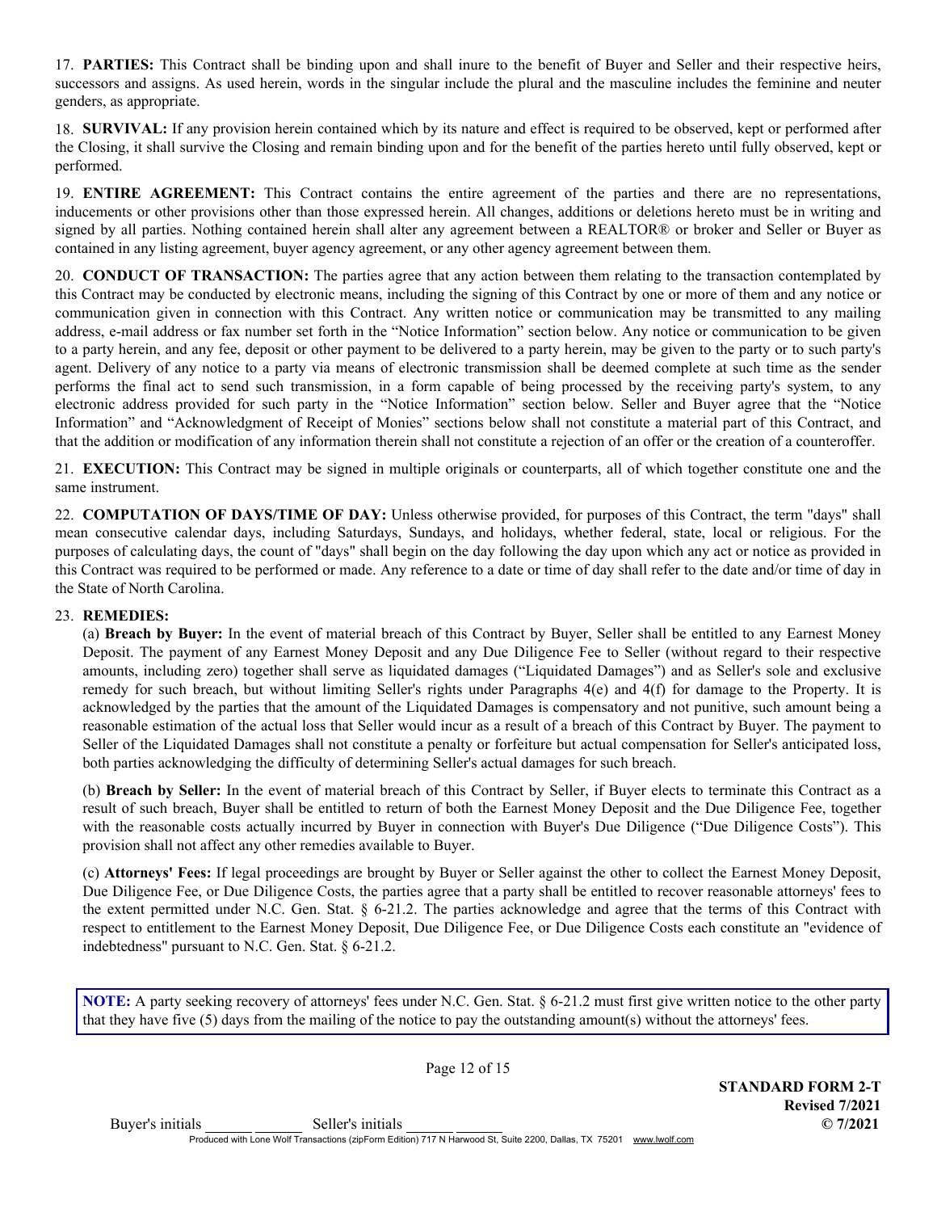17. **PARTIES:** This Contract shall be binding upon and shall inure to the benefit of Buyer and Seller and their respective heirs, successors and assigns. As used herein, words in the singular include the plural and the masculine includes the feminine and neuter genders, as appropriate.

18. **SURVIVAL:** If any provision herein contained which by its nature and effect is required to be observed, kept or performed after the Closing, it shall survive the Closing and remain binding upon and for the benefit of the parties hereto until fully observed, kept or performed.

19. **ENTIRE AGREEMENT:** This Contract contains the entire agreement of the parties and there are no representations, inducements or other provisions other than those expressed herein. All changes, additions or deletions hereto must be in writing and signed by all parties. Nothing contained herein shall alter any agreement between a REALTOR® or broker and Seller or Buyer as contained in any listing agreement, buyer agency agreement, or any other agency agreement between them.

20. **CONDUCT OF TRANSACTION:** The parties agree that any action between them relating to the transaction contemplated by this Contract may be conducted by electronic means, including the signing of this Contract by one or more of them and any notice or communication given in connection with this Contract. Any written notice or communication may be transmitted to any mailing address, e-mail address or fax number set forth in the "Notice Information" section below. Any notice or communication to be given to a party herein, and any fee, deposit or other payment to be delivered to a party herein, may be given to the party or to such party's agent. Delivery of any notice to a party via means of electronic transmission shall be deemed complete at such time as the sender performs the final act to send such transmission, in a form capable of being processed by the receiving party's system, to any electronic address provided for such party in the "Notice Information" section below. Seller and Buyer agree that the "Notice Information" and "Acknowledgment of Receipt of Monies" sections below shall not constitute a material part of this Contract, and that the addition or modification of any information therein shall not constitute a rejection of an offer or the creation of a counteroffer.

21. **EXECUTION:** This Contract may be signed in multiple originals or counterparts, all of which together constitute one and the same instrument.

22. **COMPUTATION OF DAYS/TIME OF DAY:** Unless otherwise provided, for purposes of this Contract, the term "days" shall mean consecutive calendar days, including Saturdays, Sundays, and holidays, whether federal, state, local or religious. For the purposes of calculating days, the count of "days" shall begin on the day following the day upon which any act or notice as provided in this Contract was required to be performed or made. Any reference to a date or time of day shall refer to the date and/or time of day in the State of North Carolina.

23. **REMEDIES:**

(a) **Breach by Buyer:** In the event of material breach of this Contract by Buyer, Seller shall be entitled to any Earnest Money Deposit. The payment of any Earnest Money Deposit and any Due Diligence Fee to Seller (without regard to their respective amounts, including zero) together shall serve as liquidated damages ("Liquidated Damages") and as Seller's sole and exclusive remedy for such breach, but without limiting Seller's rights under Paragraphs 4(e) and 4(f) for damage to the Property. It is acknowledged by the parties that the amount of the Liquidated Damages is compensatory and not punitive, such amount being a reasonable estimation of the actual loss that Seller would incur as a result of a breach of this Contract by Buyer. The payment to Seller of the Liquidated Damages shall not constitute a penalty or forfeiture but actual compensation for Seller's anticipated loss, both parties acknowledging the difficulty of determining Seller's actual damages for such breach.

(b) **Breach by Seller:** In the event of material breach of this Contract by Seller, if Buyer elects to terminate this Contract as a result of such breach, Buyer shall be entitled to return of both the Earnest Money Deposit and the Due Diligence Fee, together with the reasonable costs actually incurred by Buyer in connection with Buyer's Due Diligence ("Due Diligence Costs"). This provision shall not affect any other remedies available to Buyer.

(c) **Attorneys' Fees:** If legal proceedings are brought by Buyer or Seller against the other to collect the Earnest Money Deposit, Due Diligence Fee, or Due Diligence Costs, the parties agree that a party shall be entitled to recover reasonable attorneys' fees to the extent permitted under N.C. Gen. Stat. § 6-21.2. The parties acknowledge and agree that the terms of this Contract with respect to entitlement to the Earnest Money Deposit, Due Diligence Fee, or Due Diligence Costs each constitute an "evidence of indebtedness" pursuant to N.C. Gen. Stat. § 6-21.2.

**NOTE:** A party seeking recovery of attorneys' fees under N.C. Gen. Stat. § 6-21.2 must first give written notice to the other party that they have five (5) days from the mailing of the notice to pay the outstanding amount(s) without the attorneys' fees.

Buyer's initials ______ ______ Seller's initials ______ ______

**STANDARD FORM 2-T**
**Revised 7/2021**
**© 7/2021**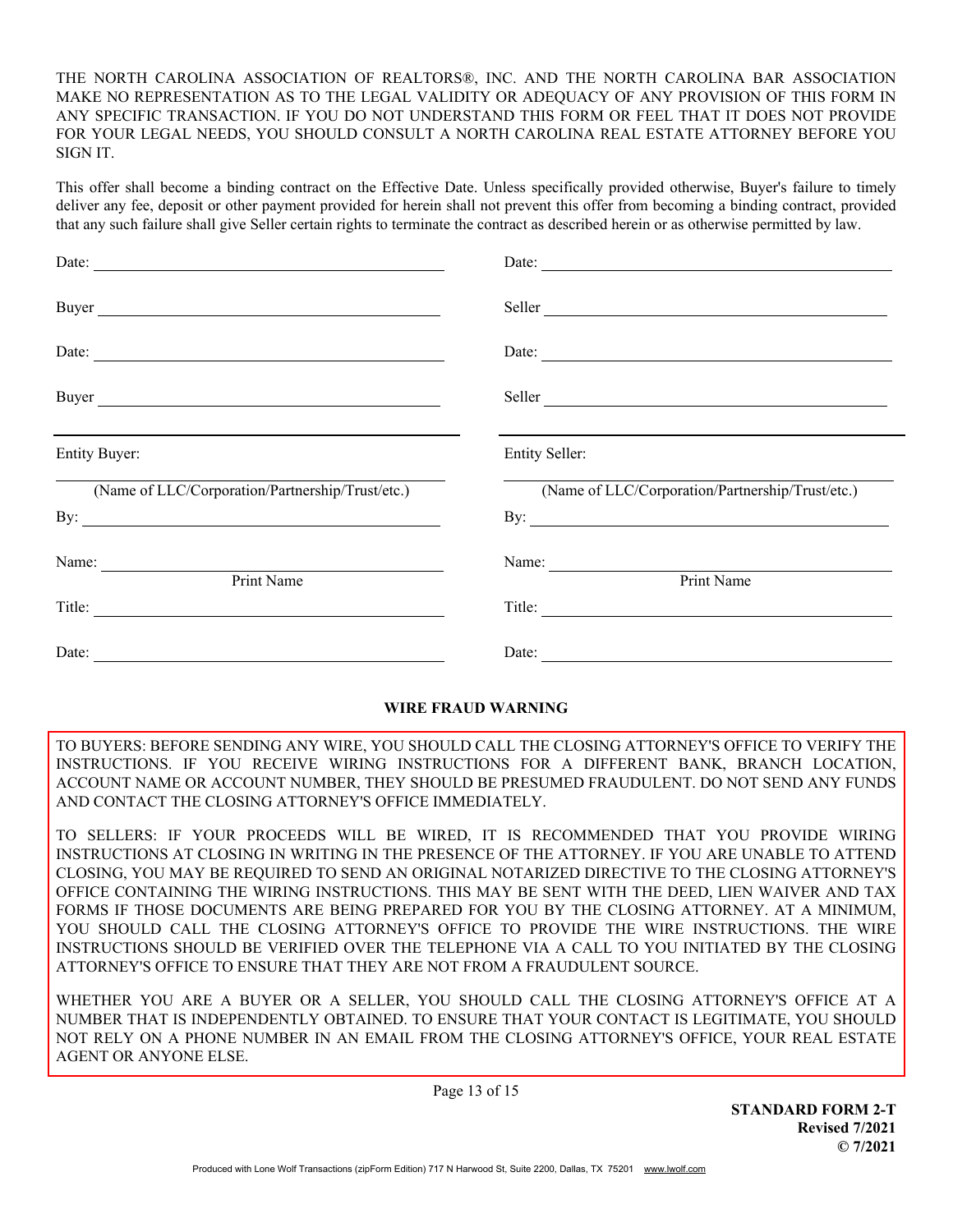THE NORTH CAROLINA ASSOCIATION OF REALTORS®, INC. AND THE NORTH CAROLINA BAR ASSOCIATION MAKE NO REPRESENTATION AS TO THE LEGAL VALIDITY OR ADEQUACY OF ANY PROVISION OF THIS FORM IN ANY SPECIFIC TRANSACTION. IF YOU DO NOT UNDERSTAND THIS FORM OR FEEL THAT IT DOES NOT PROVIDE FOR YOUR LEGAL NEEDS, YOU SHOULD CONSULT A NORTH CAROLINA REAL ESTATE ATTORNEY BEFORE YOU SIGN IT.

This offer shall become a binding contract on the Effective Date. Unless specifically provided otherwise, Buyer's failure to timely deliver any fee, deposit or other payment provided for herein shall not prevent this offer from becoming a binding contract, provided that any such failure shall give Seller certain rights to terminate the contract as described herein or as otherwise permitted by law.

| | |
|---|---|
| Date: ______________________ | Date: ______________________ |
| Buyer ______________________ | Seller ______________________ |
| Date: ______________________ | Date: ______________________ |
| Buyer ______________________ | Seller ______________________ |
| Entity Buyer: | Entity Seller: |
| ______________________ (Name of LLC/Corporation/Partnership/Trust/etc.) | ______________________ (Name of LLC/Corporation/Partnership/Trust/etc.) |
| By: ______________________ | By: ______________________ |
| Name: ______________________ Print Name | Name: ______________________ Print Name |
| Title: ______________________ | Title: ______________________ |
| Date: ______________________ | Date: ______________________ |

**WIRE FRAUD WARNING**

TO BUYERS: BEFORE SENDING ANY WIRE, YOU SHOULD CALL THE CLOSING ATTORNEY'S OFFICE TO VERIFY THE INSTRUCTIONS. IF YOU RECEIVE WIRING INSTRUCTIONS FOR A DIFFERENT BANK, BRANCH LOCATION, ACCOUNT NAME OR ACCOUNT NUMBER, THEY SHOULD BE PRESUMED FRAUDULENT. DO NOT SEND ANY FUNDS AND CONTACT THE CLOSING ATTORNEY'S OFFICE IMMEDIATELY.

TO SELLERS: IF YOUR PROCEEDS WILL BE WIRED, IT IS RECOMMENDED THAT YOU PROVIDE WIRING INSTRUCTIONS AT CLOSING IN WRITING IN THE PRESENCE OF THE ATTORNEY. IF YOU ARE UNABLE TO ATTEND CLOSING, YOU MAY BE REQUIRED TO SEND AN ORIGINAL NOTARIZED DIRECTIVE TO THE CLOSING ATTORNEY'S OFFICE CONTAINING THE WIRING INSTRUCTIONS. THIS MAY BE SENT WITH THE DEED, LIEN WAIVER AND TAX FORMS IF THOSE DOCUMENTS ARE BEING PREPARED FOR YOU BY THE CLOSING ATTORNEY. AT A MINIMUM, YOU SHOULD CALL THE CLOSING ATTORNEY'S OFFICE TO PROVIDE THE WIRE INSTRUCTIONS. THE WIRE INSTRUCTIONS SHOULD BE VERIFIED OVER THE TELEPHONE VIA A CALL TO YOU INITIATED BY THE CLOSING ATTORNEY'S OFFICE TO ENSURE THAT THEY ARE NOT FROM A FRAUDULENT SOURCE.

WHETHER YOU ARE A BUYER OR A SELLER, YOU SHOULD CALL THE CLOSING ATTORNEY'S OFFICE AT A NUMBER THAT IS INDEPENDENTLY OBTAINED. TO ENSURE THAT YOUR CONTACT IS LEGITIMATE, YOU SHOULD NOT RELY ON A PHONE NUMBER IN AN EMAIL FROM THE CLOSING ATTORNEY'S OFFICE, YOUR REAL ESTATE AGENT OR ANYONE ELSE.

**STANDARD FORM 2-T**
**Revised 7/2021**
**© 7/2021**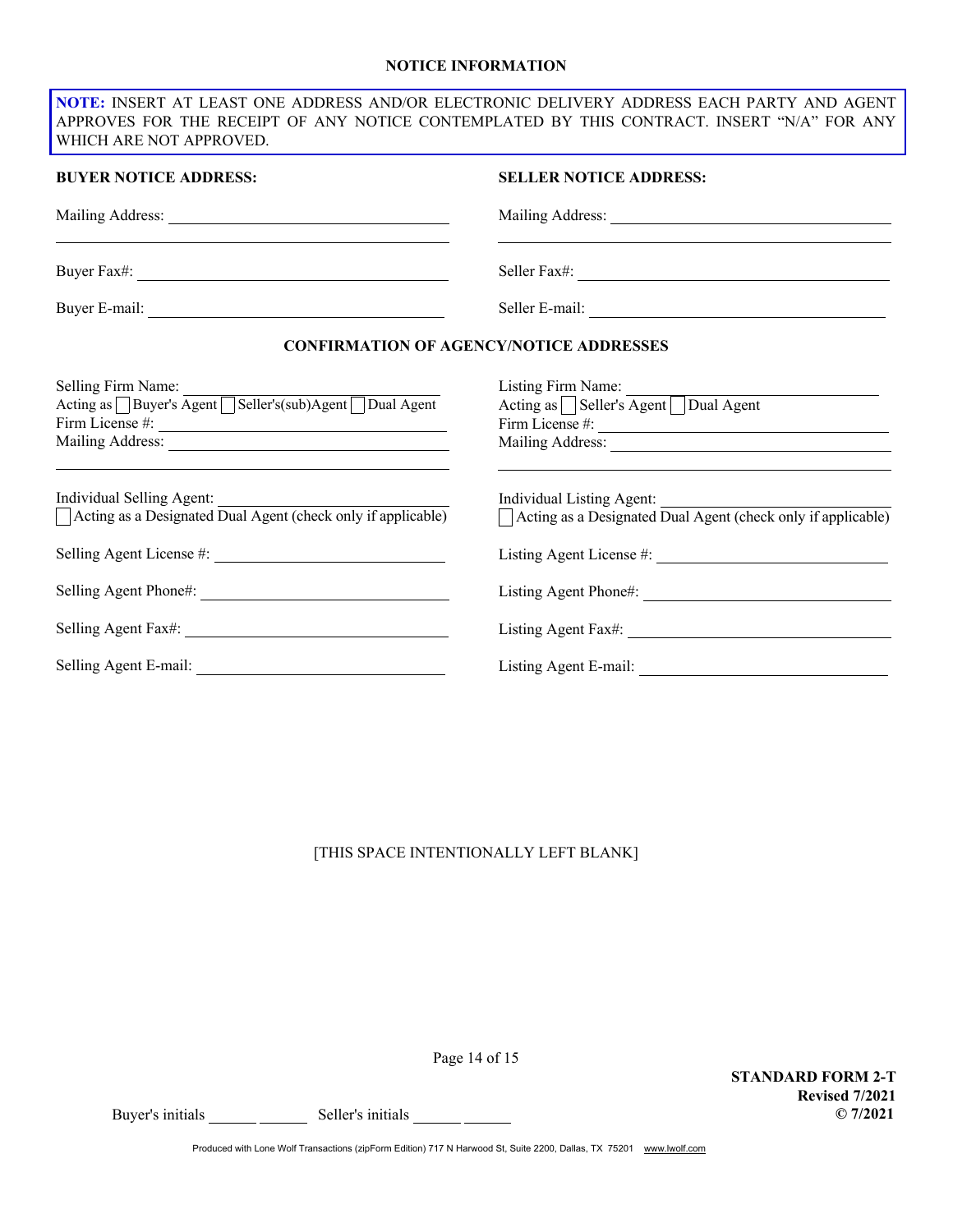## NOTICE INFORMATION

**NOTE:** INSERT AT LEAST ONE ADDRESS AND/OR ELECTRONIC DELIVERY ADDRESS EACH PARTY AND AGENT APPROVES FOR THE RECEIPT OF ANY NOTICE CONTEMPLATED BY THIS CONTRACT. INSERT "N/A" FOR ANY WHICH ARE NOT APPROVED.

**BUYER NOTICE ADDRESS:**

Mailing Address: ______________________________

______________________________________________

Buyer Fax#: ______________________________

Buyer E-mail: ______________________________

**SELLER NOTICE ADDRESS:**

Mailing Address: ______________________________

______________________________________________

Seller Fax#: ______________________________

Seller E-mail: ______________________________

**CONFIRMATION OF AGENCY/NOTICE ADDRESSES**

Selling Firm Name: ______________________________
Acting as ☐ Buyer's Agent ☐ Seller's(sub)Agent ☐ Dual Agent
Firm License #: ______________________________
Mailing Address: ______________________________

______________________________________________

Individual Selling Agent: ______________________________
☐ Acting as a Designated Dual Agent (check only if applicable)

Selling Agent License #: ______________________________

Selling Agent Phone#: ______________________________

Selling Agent Fax#: ______________________________

Selling Agent E-mail: ______________________________

Listing Firm Name: ______________________________
Acting as ☐ Seller's Agent ☐ Dual Agent
Firm License #: ______________________________
Mailing Address: ______________________________

______________________________________________

Individual Listing Agent: ______________________________
☐ Acting as a Designated Dual Agent (check only if applicable)

Listing Agent License #: ______________________________

Listing Agent Phone#: ______________________________

Listing Agent Fax#: ______________________________

Listing Agent E-mail: ______________________________

[THIS SPACE INTENTIONALLY LEFT BLANK]

Buyer's initials ______ ______ Seller's initials ______ ______

**STANDARD FORM 2-T**
**Revised 7/2021**
**© 7/2021**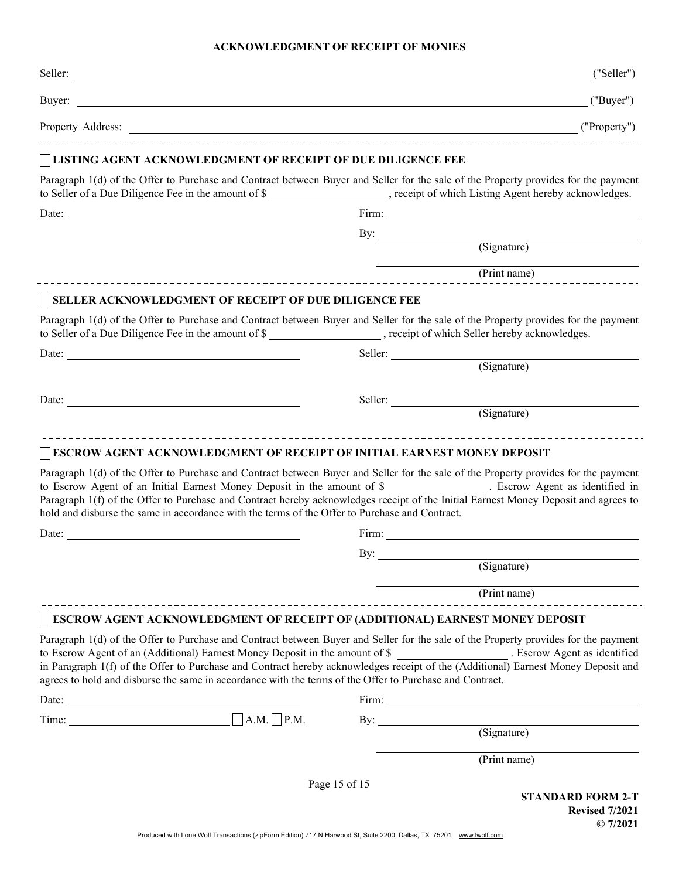# ACKNOWLEDGMENT OF RECEIPT OF MONIES

Seller: _______________________________________________ ("Seller")

Buyer: _______________________________________________ ("Buyer")

Property Address: _______________________________________________ ("Property")

---

☐ **LISTING AGENT ACKNOWLEDGMENT OF RECEIPT OF DUE DILIGENCE FEE**

Paragraph 1(d) of the Offer to Purchase and Contract between Buyer and Seller for the sale of the Property provides for the payment to Seller of a Due Diligence Fee in the amount of $ ____________________ , receipt of which Listing Agent hereby acknowledges.

Date: ______________________

Firm: ______________________

By: ______________________
(Signature)

______________________
(Print name)

---

☐ **SELLER ACKNOWLEDGMENT OF RECEIPT OF DUE DILIGENCE FEE**

Paragraph 1(d) of the Offer to Purchase and Contract between Buyer and Seller for the sale of the Property provides for the payment to Seller of a Due Diligence Fee in the amount of $ ____________________ , receipt of which Seller hereby acknowledges.

Date: ______________________

Seller: ______________________
(Signature)

Date: ______________________

Seller: ______________________
(Signature)

---

☐ **ESCROW AGENT ACKNOWLEDGMENT OF RECEIPT OF INITIAL EARNEST MONEY DEPOSIT**

Paragraph 1(d) of the Offer to Purchase and Contract between Buyer and Seller for the sale of the Property provides for the payment to Escrow Agent of an Initial Earnest Money Deposit in the amount of $ ________________ . Escrow Agent as identified in Paragraph 1(f) of the Offer to Purchase and Contract hereby acknowledges receipt of the Initial Earnest Money Deposit and agrees to hold and disburse the same in accordance with the terms of the Offer to Purchase and Contract.

Date: ______________________

Firm: ______________________

By: ______________________
(Signature)

______________________
(Print name)

---

☐ **ESCROW AGENT ACKNOWLEDGMENT OF RECEIPT OF (ADDITIONAL) EARNEST MONEY DEPOSIT**

Paragraph 1(d) of the Offer to Purchase and Contract between Buyer and Seller for the sale of the Property provides for the payment to Escrow Agent of an (Additional) Earnest Money Deposit in the amount of $ ____________________ . Escrow Agent as identified in Paragraph 1(f) of the Offer to Purchase and Contract hereby acknowledges receipt of the (Additional) Earnest Money Deposit and agrees to hold and disburse the same in accordance with the terms of the Offer to Purchase and Contract.

Date: ______________________

Time: ______________________ ☐ A.M. ☐ P.M.

Firm: ______________________

By: ______________________
(Signature)

______________________
(Print name)

**STANDARD FORM 2-T**
**Revised 7/2021**
**© 7/2021**

Produced with Lone Wolf Transactions (zipForm Edition) 717 N Harwood St, Suite 2200, Dallas, TX 75201 www.lwolf.com